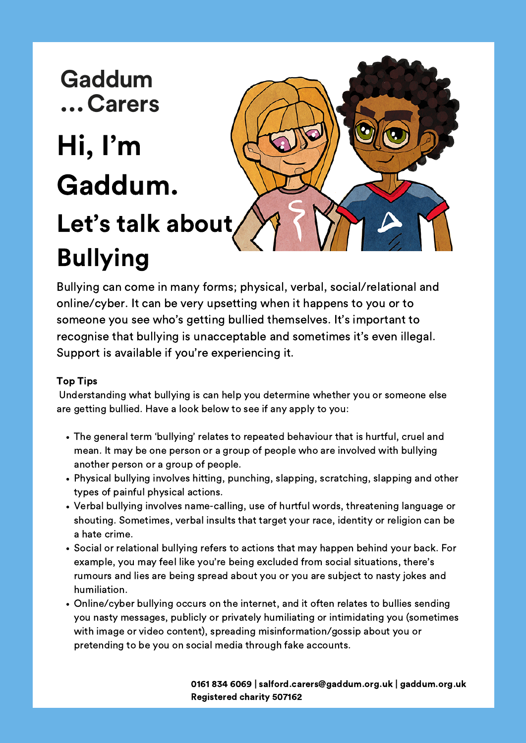Gaddum
...Carers

# Hi, I'm Gaddum.

## Let's talk about Bullying

Bullying can come in many forms; physical, verbal, social/relational and online/cyber. It can be very upsetting when it happens to you or to someone you see who's getting bullied themselves. It's important to recognise that bullying is unacceptable and sometimes it's even illegal. Support is available if you're experiencing it.

**Top Tips**

Understanding what bullying is can help you determine whether you or someone else are getting bullied. Have a look below to see if any apply to you:

- The general term 'bullying' relates to repeated behaviour that is hurtful, cruel and mean. It may be one person or a group of people who are involved with bullying another person or a group of people.
- Physical bullying involves hitting, punching, slapping, scratching, slapping and other types of painful physical actions.
- Verbal bullying involves name-calling, use of hurtful words, threatening language or shouting. Sometimes, verbal insults that target your race, identity or religion can be a hate crime.
- Social or relational bullying refers to actions that may happen behind your back. For example, you may feel like you're being excluded from social situations, there's rumours and lies are being spread about you or you are subject to nasty jokes and humiliation.
- Online/cyber bullying occurs on the internet, and it often relates to bullies sending you nasty messages, publicly or privately humiliating or intimidating you (sometimes with image or video content), spreading misinformation/gossip about you or pretending to be you on social media through fake accounts.

**0161 834 6069 | salford.carers@gaddum.org.uk | gaddum.org.uk**
**Registered charity 507162**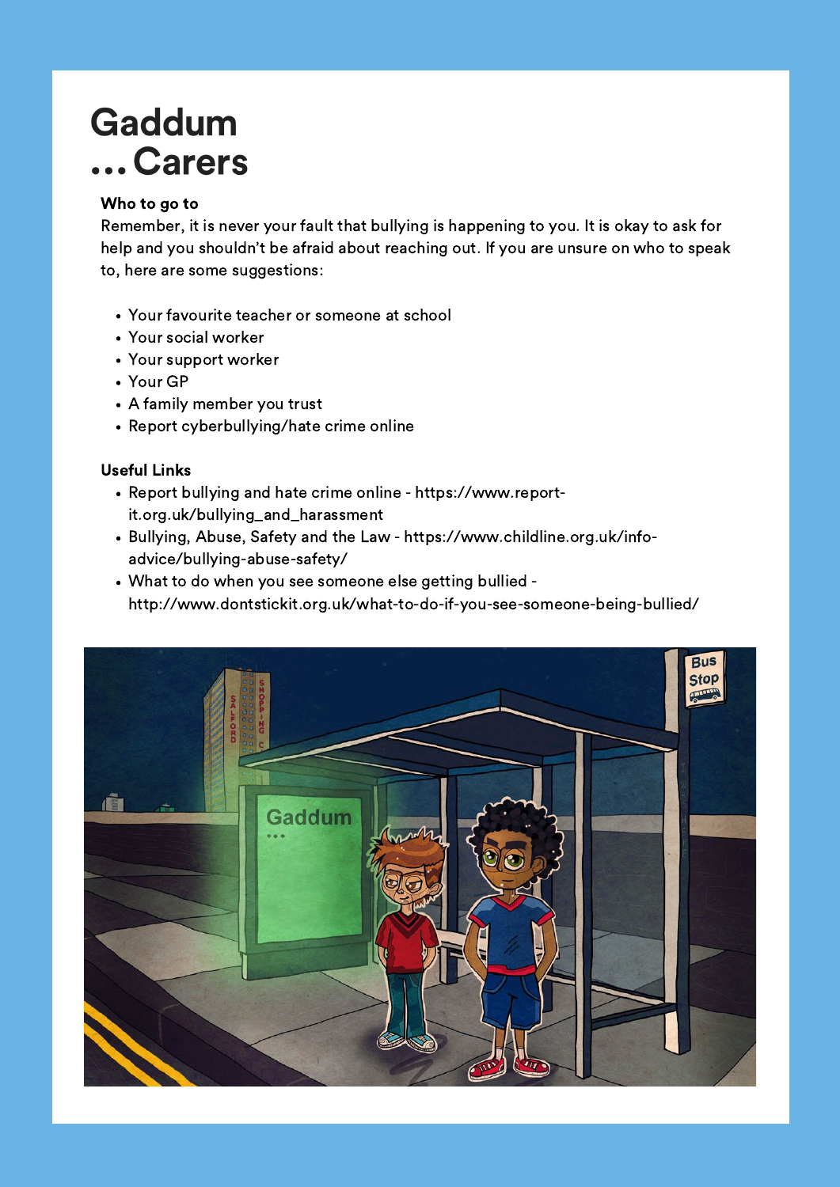# Gaddum
# ... Carers

**Who to go to**

Remember, it is never your fault that bullying is happening to you. It is okay to ask for help and you shouldn't be afraid about reaching out. If you are unsure on who to speak to, here are some suggestions:

- Your favourite teacher or someone at school
- Your social worker
- Your support worker
- Your GP
- A family member you trust
- Report cyberbullying/hate crime online

**Useful Links**

- Report bullying and hate crime online - https://www.report-it.org.uk/bullying_and_harassment
- Bullying, Abuse, Safety and the Law - https://www.childline.org.uk/info-advice/bullying-abuse-safety/
- What to do when you see someone else getting bullied - http://www.dontstickit.org.uk/what-to-do-if-you-see-someone-being-bullied/